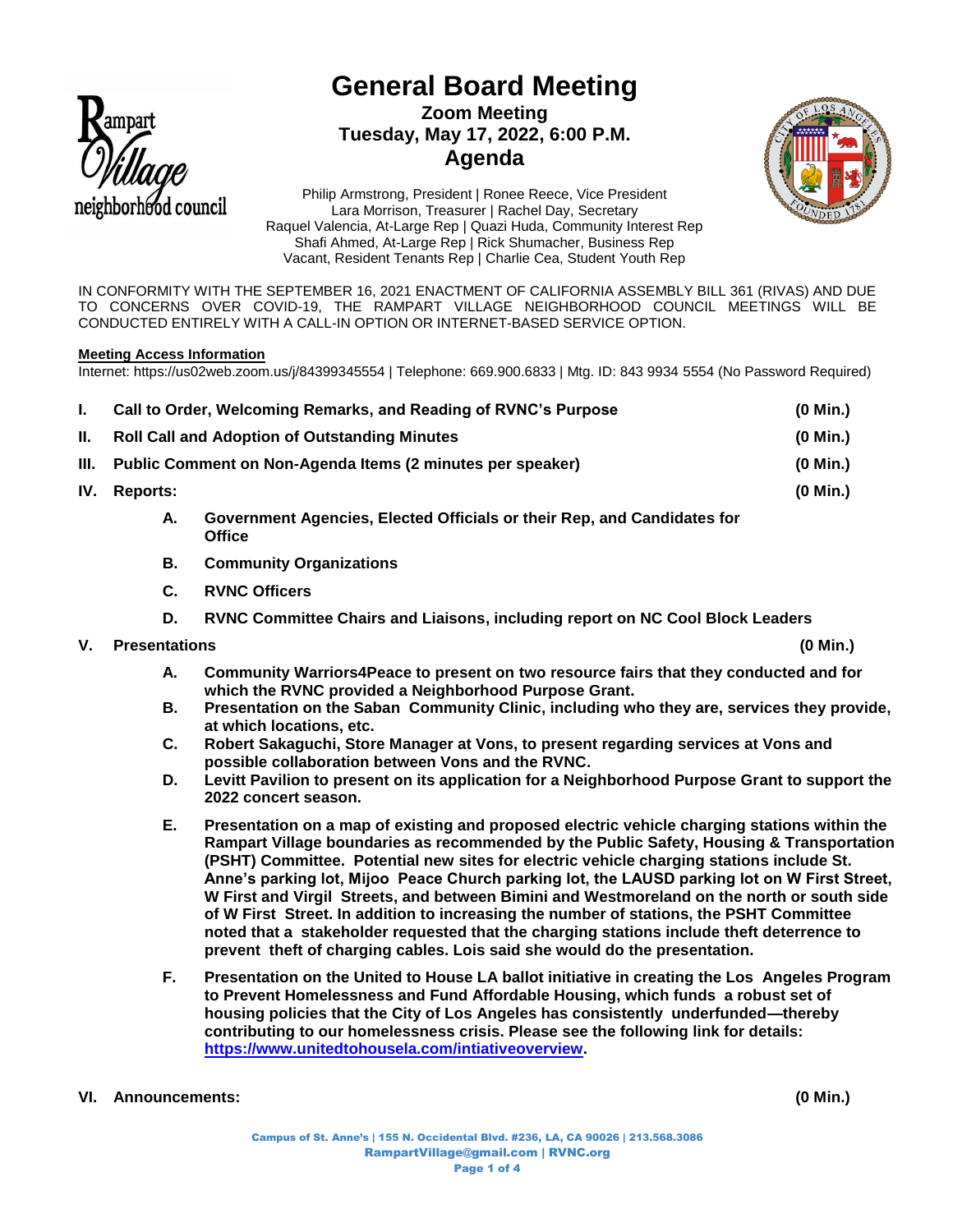# General Board Meeting

## Zoom Meeting
## Tuesday, May 17, 2022, 6:00 P.M.
## Agenda

Philip Armstrong, President | Ronee Reece, Vice President
Lara Morrison, Treasurer | Rachel Day, Secretary
Raquel Valencia, At-Large Rep | Quazi Huda, Community Interest Rep
Shafi Ahmed, At-Large Rep | Rick Shumacher, Business Rep
Vacant, Resident Tenants Rep | Charlie Cea, Student Youth Rep

IN CONFORMITY WITH THE SEPTEMBER 16, 2021 ENACTMENT OF CALIFORNIA ASSEMBLY BILL 361 (RIVAS) AND DUE TO CONCERNS OVER COVID-19, THE RAMPART VILLAGE NEIGHBORHOOD COUNCIL MEETINGS WILL BE CONDUCTED ENTIRELY WITH A CALL-IN OPTION OR INTERNET-BASED SERVICE OPTION.

**Meeting Access Information**

Internet: https://us02web.zoom.us/j/84399345554 | Telephone: 669.900.6833 | Mtg. ID: 843 9934 5554 (No Password Required)

**I. Call to Order, Welcoming Remarks, and Reading of RVNC's Purpose (0 Min.)**

**II. Roll Call and Adoption of Outstanding Minutes (0 Min.)**

**III. Public Comment on Non-Agenda Items (2 minutes per speaker) (0 Min.)**

**IV. Reports: (0 Min.)**

- **A. Government Agencies, Elected Officials or their Rep, and Candidates for Office**
- **B. Community Organizations**
- **C. RVNC Officers**
- **D. RVNC Committee Chairs and Liaisons, including report on NC Cool Block Leaders**

**V. Presentations (0 Min.)**

- **A. Community Warriors4Peace to present on two resource fairs that they conducted and for which the RVNC provided a Neighborhood Purpose Grant.**
- **B. Presentation on the Saban Community Clinic, including who they are, services they provide, at which locations, etc.**
- **C. Robert Sakaguchi, Store Manager at Vons, to present regarding services at Vons and possible collaboration between Vons and the RVNC.**
- **D. Levitt Pavilion to present on its application for a Neighborhood Purpose Grant to support the 2022 concert season.**
- **E. Presentation on a map of existing and proposed electric vehicle charging stations within the Rampart Village boundaries as recommended by the Public Safety, Housing & Transportation (PSHT) Committee. Potential new sites for electric vehicle charging stations include St. Anne's parking lot, Mijoo Peace Church parking lot, the LAUSD parking lot on W First Street, W First and Virgil Streets, and between Bimini and Westmoreland on the north or south side of W First Street. In addition to increasing the number of stations, the PSHT Committee noted that a stakeholder requested that the charging stations include theft deterrence to prevent theft of charging cables. Lois said she would do the presentation.**
- **F. Presentation on the United to House LA ballot initiative in creating the Los Angeles Program to Prevent Homelessness and Fund Affordable Housing, which funds a robust set of housing policies that the City of Los Angeles has consistently underfunded—thereby contributing to our homelessness crisis. Please see the following link for details: [https://www.unitedtohousela.com/intiativeoverview](https://www.unitedtohousela.com/intiativeoverview).**

**VI. Announcements: (0 Min.)**

Campus of St. Anne's | 155 N. Occidental Blvd. #236, LA, CA 90026 | 213.568.3086
RampartVillage@gmail.com | RVNC.org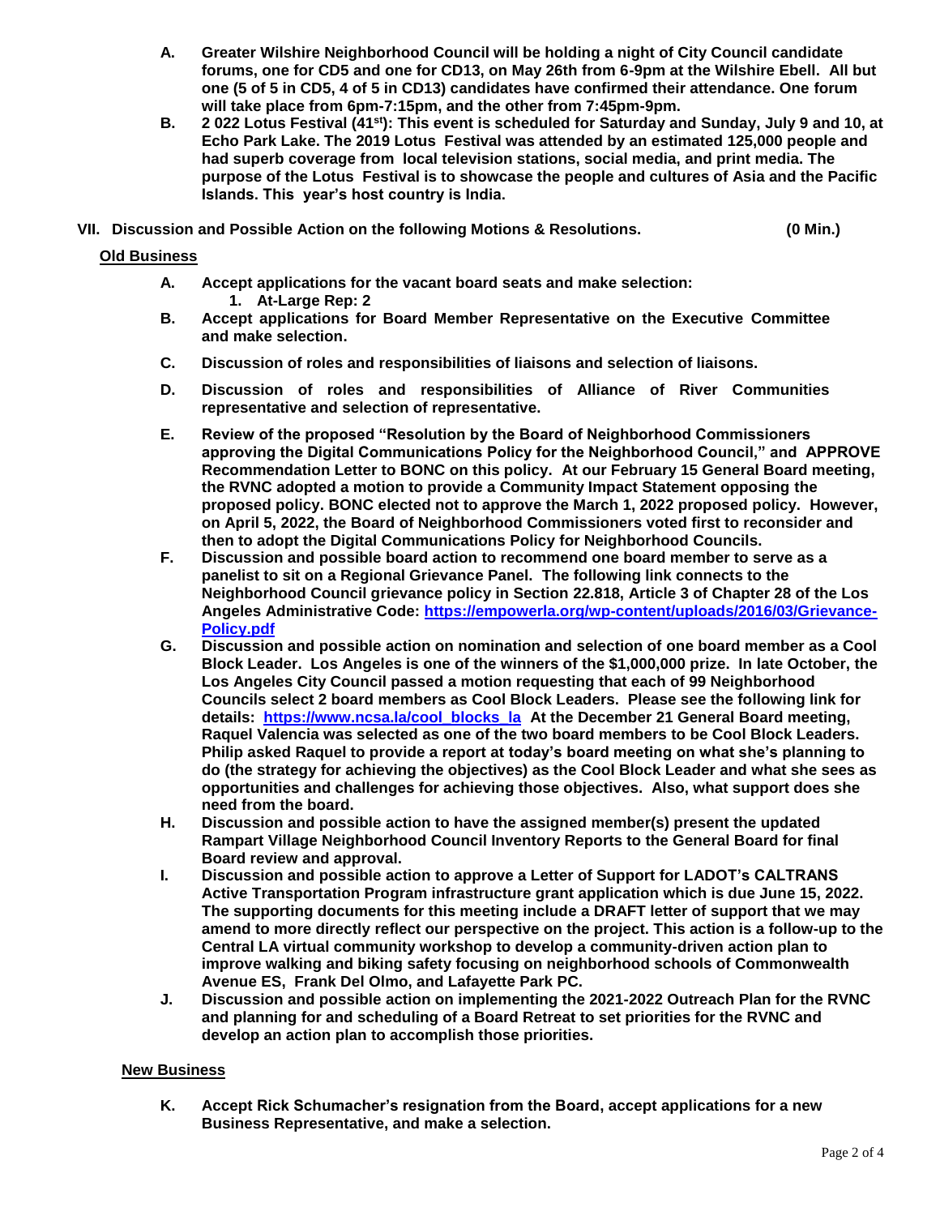**A. Greater Wilshire Neighborhood Council will be holding a night of City Council candidate forums, one for CD5 and one for CD13, on May 26th from 6-9pm at the Wilshire Ebell. All but one (5 of 5 in CD5, 4 of 5 in CD13) candidates have confirmed their attendance. One forum will take place from 6pm-7:15pm, and the other from 7:45pm-9pm.**

**B. 2 022 Lotus Festival (41st): This event is scheduled for Saturday and Sunday, July 9 and 10, at Echo Park Lake. The 2019 Lotus Festival was attended by an estimated 125,000 people and had superb coverage from local television stations, social media, and print media. The purpose of the Lotus Festival is to showcase the people and cultures of Asia and the Pacific Islands. This year's host country is India.**

## VII. Discussion and Possible Action on the following Motions & Resolutions. (0 Min.)

**Old Business**

**A. Accept applications for the vacant board seats and make selection:**
   **1. At-Large Rep: 2**

**B. Accept applications for Board Member Representative on the Executive Committee and make selection.**

**C. Discussion of roles and responsibilities of liaisons and selection of liaisons.**

**D. Discussion of roles and responsibilities of Alliance of River Communities representative and selection of representative.**

**E. Review of the proposed "Resolution by the Board of Neighborhood Commissioners approving the Digital Communications Policy for the Neighborhood Council," and APPROVE Recommendation Letter to BONC on this policy. At our February 15 General Board meeting, the RVNC adopted a motion to provide a Community Impact Statement opposing the proposed policy. BONC elected not to approve the March 1, 2022 proposed policy. However, on April 5, 2022, the Board of Neighborhood Commissioners voted first to reconsider and then to adopt the Digital Communications Policy for Neighborhood Councils.**

**F. Discussion and possible board action to recommend one board member to serve as a panelist to sit on a Regional Grievance Panel. The following link connects to the Neighborhood Council grievance policy in Section 22.818, Article 3 of Chapter 28 of the Los Angeles Administrative Code: [https://empowerla.org/wp-content/uploads/2016/03/Grievance-Policy.pdf](https://empowerla.org/wp-content/uploads/2016/03/Grievance-Policy.pdf)**

**G. Discussion and possible action on nomination and selection of one board member as a Cool Block Leader. Los Angeles is one of the winners of the $1,000,000 prize. In late October, the Los Angeles City Council passed a motion requesting that each of 99 Neighborhood Councils select 2 board members as Cool Block Leaders. Please see the following link for details: [https://www.ncsa.la/cool_blocks_la](https://www.ncsa.la/cool_blocks_la) At the December 21 General Board meeting, Raquel Valencia was selected as one of the two board members to be Cool Block Leaders. Philip asked Raquel to provide a report at today's board meeting on what she's planning to do (the strategy for achieving the objectives) as the Cool Block Leader and what she sees as opportunities and challenges for achieving those objectives. Also, what support does she need from the board.**

**H. Discussion and possible action to have the assigned member(s) present the updated Rampart Village Neighborhood Council Inventory Reports to the General Board for final Board review and approval.**

**I. Discussion and possible action to approve a Letter of Support for LADOT's CALTRANS Active Transportation Program infrastructure grant application which is due June 15, 2022. The supporting documents for this meeting include a DRAFT letter of support that we may amend to more directly reflect our perspective on the project. This action is a follow-up to the Central LA virtual community workshop to develop a community-driven action plan to improve walking and biking safety focusing on neighborhood schools of Commonwealth Avenue ES, Frank Del Olmo, and Lafayette Park PC.**

**J. Discussion and possible action on implementing the 2021-2022 Outreach Plan for the RVNC and planning for and scheduling of a Board Retreat to set priorities for the RVNC and develop an action plan to accomplish those priorities.**

**New Business**

**K. Accept Rick Schumacher's resignation from the Board, accept applications for a new Business Representative, and make a selection.**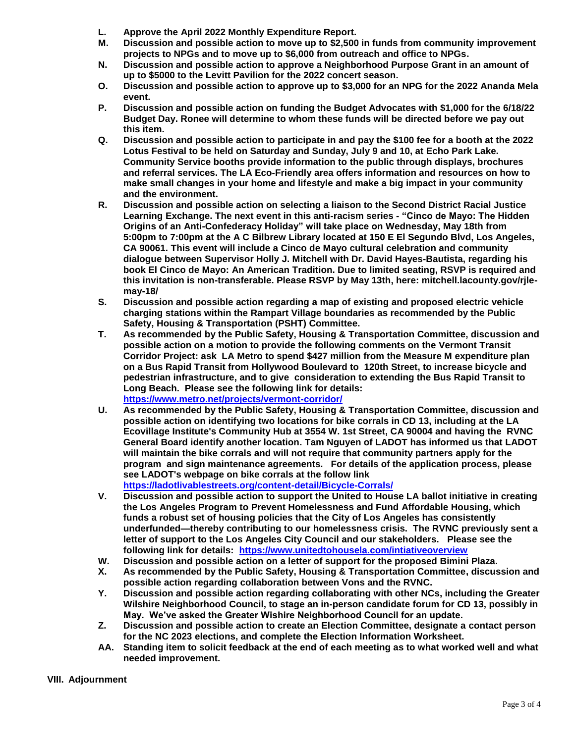- **L. Approve the April 2022 Monthly Expenditure Report.**
- **M. Discussion and possible action to move up to $2,500 in funds from community improvement projects to NPGs and to move up to $6,000 from outreach and office to NPGs.**
- **N. Discussion and possible action to approve a Neighborhood Purpose Grant in an amount of up to $5000 to the Levitt Pavilion for the 2022 concert season.**
- **O. Discussion and possible action to approve up to $3,000 for an NPG for the 2022 Ananda Mela event.**
- **P. Discussion and possible action on funding the Budget Advocates with $1,000 for the 6/18/22 Budget Day. Ronee will determine to whom these funds will be directed before we pay out this item.**
- **Q. Discussion and possible action to participate in and pay the $100 fee for a booth at the 2022 Lotus Festival to be held on Saturday and Sunday, July 9 and 10, at Echo Park Lake. Community Service booths provide information to the public through displays, brochures and referral services. The LA Eco-Friendly area offers information and resources on how to make small changes in your home and lifestyle and make a big impact in your community and the environment.**
- **R. Discussion and possible action on selecting a liaison to the Second District Racial Justice Learning Exchange. The next event in this anti-racism series - "Cinco de Mayo: The Hidden Origins of an Anti-Confederacy Holiday" will take place on Wednesday, May 18th from 5:00pm to 7:00pm at the A C Bilbrew Library located at 150 E El Segundo Blvd, Los Angeles, CA 90061. This event will include a Cinco de Mayo cultural celebration and community dialogue between Supervisor Holly J. Mitchell with Dr. David Hayes-Bautista, regarding his book El Cinco de Mayo: An American Tradition. Due to limited seating, RSVP is required and this invitation is non-transferable. Please RSVP by May 13th, here: mitchell.lacounty.gov/rjle-may-18/**
- **S. Discussion and possible action regarding a map of existing and proposed electric vehicle charging stations within the Rampart Village boundaries as recommended by the Public Safety, Housing & Transportation (PSHT) Committee.**
- **T. As recommended by the Public Safety, Housing & Transportation Committee, discussion and possible action on a motion to provide the following comments on the Vermont Transit Corridor Project: ask LA Metro to spend $427 million from the Measure M expenditure plan on a Bus Rapid Transit from Hollywood Boulevard to 120th Street, to increase bicycle and pedestrian infrastructure, and to give consideration to extending the Bus Rapid Transit to Long Beach. Please see the following link for details: https://www.metro.net/projects/vermont-corridor/**
- **U. As recommended by the Public Safety, Housing & Transportation Committee, discussion and possible action on identifying two locations for bike corrals in CD 13, including at the LA Ecovillage Institute's Community Hub at 3554 W. 1st Street, CA 90004 and having the RVNC General Board identify another location. Tam Nguyen of LADOT has informed us that LADOT will maintain the bike corrals and will not require that community partners apply for the program and sign maintenance agreements. For details of the application process, please see LADOT's webpage on bike corrals at the follow link https://ladotlivablestreets.org/content-detail/Bicycle-Corrals/**
- **V. Discussion and possible action to support the United to House LA ballot initiative in creating the Los Angeles Program to Prevent Homelessness and Fund Affordable Housing, which funds a robust set of housing policies that the City of Los Angeles has consistently underfunded—thereby contributing to our homelessness crisis. The RVNC previously sent a letter of support to the Los Angeles City Council and our stakeholders. Please see the following link for details: https://www.unitedtohousela.com/intiativeoverview**
- **W. Discussion and possible action on a letter of support for the proposed Bimini Plaza.**
- **X. As recommended by the Public Safety, Housing & Transportation Committee, discussion and possible action regarding collaboration between Vons and the RVNC.**
- **Y. Discussion and possible action regarding collaborating with other NCs, including the Greater Wilshire Neighborhood Council, to stage an in-person candidate forum for CD 13, possibly in May. We've asked the Greater Wishire Neighborhood Council for an update.**
- **Z. Discussion and possible action to create an Election Committee, designate a contact person for the NC 2023 elections, and complete the Election Information Worksheet.**
- **AA. Standing item to solicit feedback at the end of each meeting as to what worked well and what needed improvement.**

**VIII. Adjournment**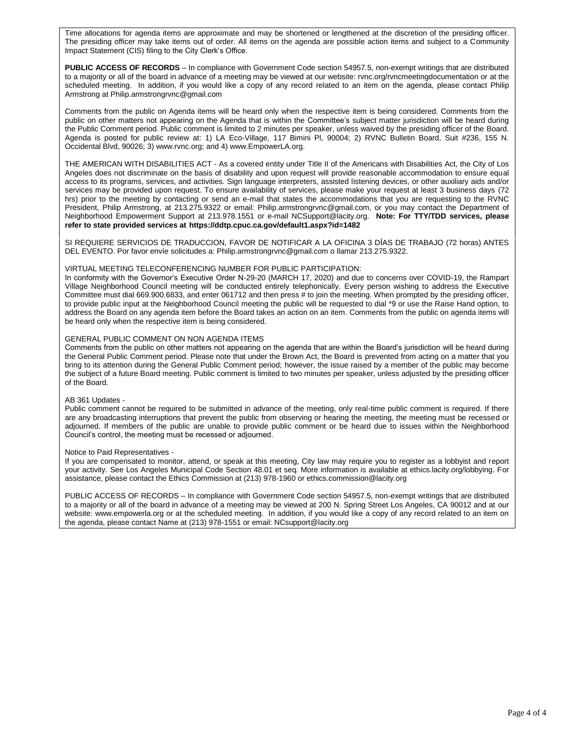Time allocations for agenda items are approximate and may be shortened or lengthened at the discretion of the presiding officer. The presiding officer may take items out of order. All items on the agenda are possible action items and subject to a Community Impact Statement (CIS) filing to the City Clerk's Office.

**PUBLIC ACCESS OF RECORDS** – In compliance with Government Code section 54957.5, non-exempt writings that are distributed to a majority or all of the board in advance of a meeting may be viewed at our website: rvnc.org/rvncmeetingdocumentation or at the scheduled meeting. In addition, if you would like a copy of any record related to an item on the agenda, please contact Philip Armstrong at Philip.armstrongrvnc@gmail.com

Comments from the public on Agenda items will be heard only when the respective item is being considered. Comments from the public on other matters not appearing on the Agenda that is within the Committee's subject matter jurisdiction will be heard during the Public Comment period. Public comment is limited to 2 minutes per speaker, unless waived by the presiding officer of the Board. Agenda is posted for public review at: 1) LA Eco-Village, 117 Bimini Pl, 90004; 2) RVNC Bulletin Board, Suit #236, 155 N. Occidental Blvd, 90026; 3) www.rvnc.org; and 4) www.EmpowerLA.org.

THE AMERICAN WITH DISABILITIES ACT - As a covered entity under Title II of the Americans with Disabilities Act, the City of Los Angeles does not discriminate on the basis of disability and upon request will provide reasonable accommodation to ensure equal access to its programs, services, and activities. Sign language interpreters, assisted listening devices, or other auxiliary aids and/or services may be provided upon request. To ensure availability of services, please make your request at least 3 business days (72 hrs) prior to the meeting by contacting or send an e-mail that states the accommodations that you are requesting to the RVNC President, Philip Armstrong, at 213.275.9322 or email: Philip.armstrongrvnc@gmail.com, or you may contact the Department of Neighborhood Empowerment Support at 213.978.1551 or e-mail NCSupport@lacity.org. **Note: For TTY/TDD services, please refer to state provided services at https://ddtp.cpuc.ca.gov/default1.aspx?id=1482**

SI REQUIERE SERVICIOS DE TRADUCCION, FAVOR DE NOTIFICAR A LA OFICINA 3 DÍAS DE TRABAJO (72 horas) ANTES DEL EVENTO. Por favor envíe solicitudes a: Philip.armstrongrvnc@gmail.com o llamar 213.275.9322.

VIRTUAL MEETING TELECONFERENCING NUMBER FOR PUBLIC PARTICIPATION:
In conformity with the Governor's Executive Order N-29-20 (MARCH 17, 2020) and due to concerns over COVID-19, the Rampart Village Neighborhood Council meeting will be conducted entirely telephonically. Every person wishing to address the Executive Committee must dial 669.900.6833, and enter 061712 and then press # to join the meeting. When prompted by the presiding officer, to provide public input at the Neighborhood Council meeting the public will be requested to dial *9 or use the Raise Hand option, to address the Board on any agenda item before the Board takes an action on an item. Comments from the public on agenda items will be heard only when the respective item is being considered.

GENERAL PUBLIC COMMENT ON NON AGENDA ITEMS
Comments from the public on other matters not appearing on the agenda that are within the Board's jurisdiction will be heard during the General Public Comment period. Please note that under the Brown Act, the Board is prevented from acting on a matter that you bring to its attention during the General Public Comment period; however, the issue raised by a member of the public may become the subject of a future Board meeting. Public comment is limited to two minutes per speaker, unless adjusted by the presiding officer of the Board.

AB 361 Updates -
Public comment cannot be required to be submitted in advance of the meeting, only real-time public comment is required. If there are any broadcasting interruptions that prevent the public from observing or hearing the meeting, the meeting must be recessed or adjourned. If members of the public are unable to provide public comment or be heard due to issues within the Neighborhood Council's control, the meeting must be recessed or adjourned.

Notice to Paid Representatives -
If you are compensated to monitor, attend, or speak at this meeting, City law may require you to register as a lobbyist and report your activity. See Los Angeles Municipal Code Section 48.01 et seq. More information is available at ethics.lacity.org/lobbying. For assistance, please contact the Ethics Commission at (213) 978-1960 or ethics.commission@lacity.org

PUBLIC ACCESS OF RECORDS – In compliance with Government Code section 54957.5, non-exempt writings that are distributed to a majority or all of the board in advance of a meeting may be viewed at 200 N. Spring Street Los Angeles, CA 90012 and at our website: www.empowerla.org or at the scheduled meeting. In addition, if you would like a copy of any record related to an item on the agenda, please contact Name at (213) 978-1551 or email: NCsupport@lacity.org